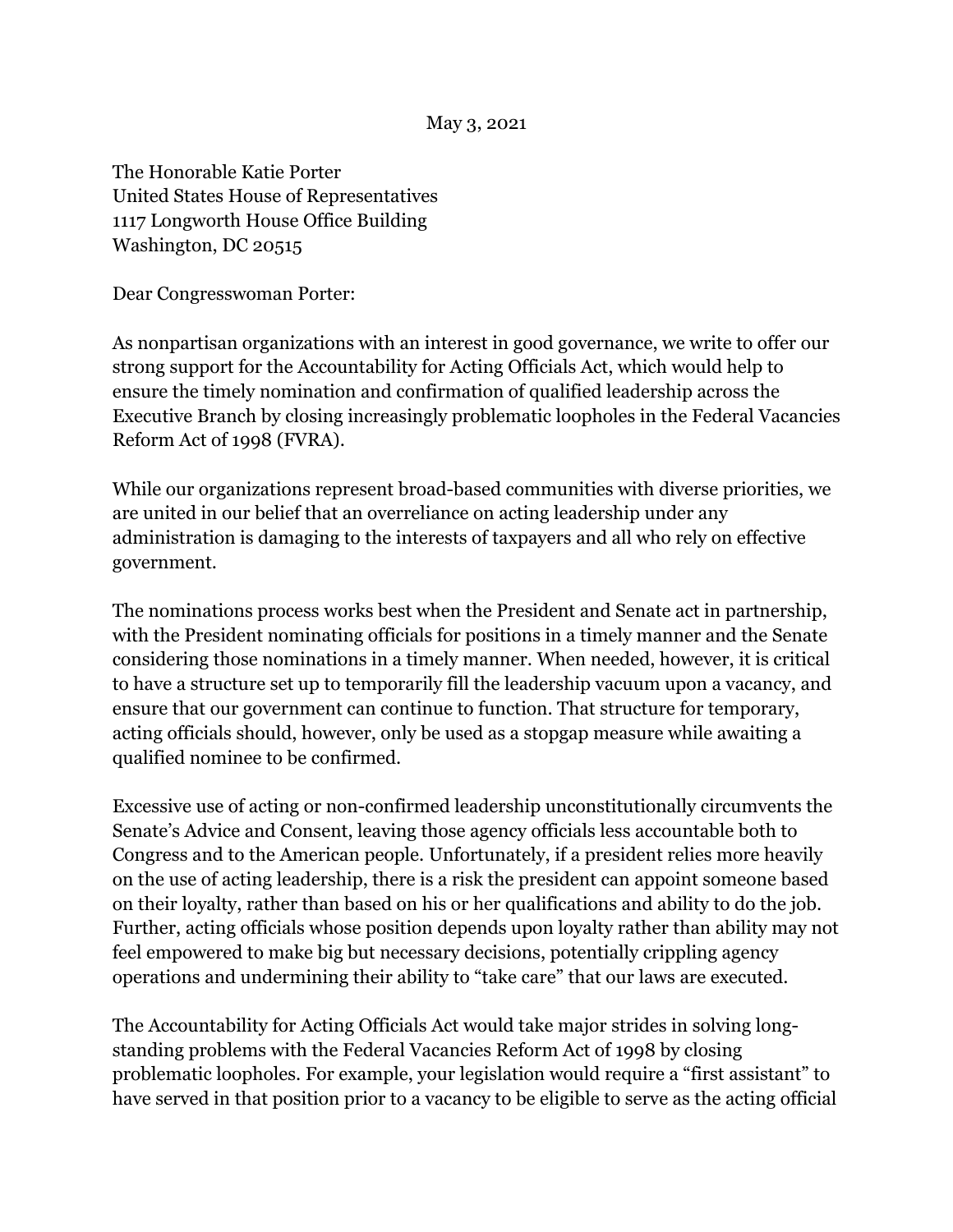May 3, 2021

The Honorable Katie Porter
United States House of Representatives
1117 Longworth House Office Building
Washington, DC 20515

Dear Congresswoman Porter:

As nonpartisan organizations with an interest in good governance, we write to offer our strong support for the Accountability for Acting Officials Act, which would help to ensure the timely nomination and confirmation of qualified leadership across the Executive Branch by closing increasingly problematic loopholes in the Federal Vacancies Reform Act of 1998 (FVRA).

While our organizations represent broad-based communities with diverse priorities, we are united in our belief that an overreliance on acting leadership under any administration is damaging to the interests of taxpayers and all who rely on effective government.

The nominations process works best when the President and Senate act in partnership, with the President nominating officials for positions in a timely manner and the Senate considering those nominations in a timely manner. When needed, however, it is critical to have a structure set up to temporarily fill the leadership vacuum upon a vacancy, and ensure that our government can continue to function. That structure for temporary, acting officials should, however, only be used as a stopgap measure while awaiting a qualified nominee to be confirmed.

Excessive use of acting or non-confirmed leadership unconstitutionally circumvents the Senate's Advice and Consent, leaving those agency officials less accountable both to Congress and to the American people. Unfortunately, if a president relies more heavily on the use of acting leadership, there is a risk the president can appoint someone based on their loyalty, rather than based on his or her qualifications and ability to do the job. Further, acting officials whose position depends upon loyalty rather than ability may not feel empowered to make big but necessary decisions, potentially crippling agency operations and undermining their ability to "take care" that our laws are executed.

The Accountability for Acting Officials Act would take major strides in solving long-standing problems with the Federal Vacancies Reform Act of 1998 by closing problematic loopholes. For example, your legislation would require a "first assistant" to have served in that position prior to a vacancy to be eligible to serve as the acting official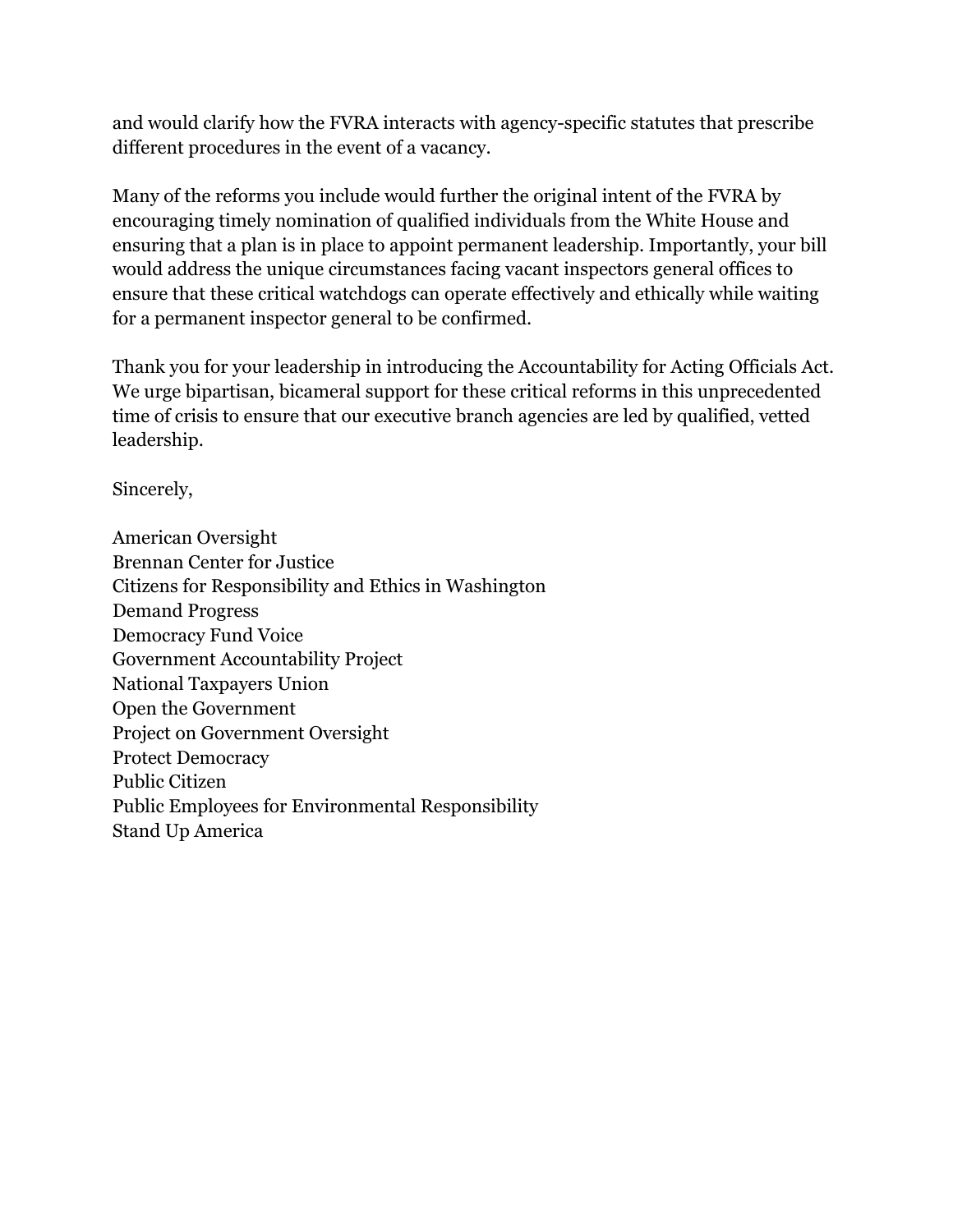and would clarify how the FVRA interacts with agency-specific statutes that prescribe different procedures in the event of a vacancy.

Many of the reforms you include would further the original intent of the FVRA by encouraging timely nomination of qualified individuals from the White House and ensuring that a plan is in place to appoint permanent leadership. Importantly, your bill would address the unique circumstances facing vacant inspectors general offices to ensure that these critical watchdogs can operate effectively and ethically while waiting for a permanent inspector general to be confirmed.

Thank you for your leadership in introducing the Accountability for Acting Officials Act. We urge bipartisan, bicameral support for these critical reforms in this unprecedented time of crisis to ensure that our executive branch agencies are led by qualified, vetted leadership.

Sincerely,

American Oversight
Brennan Center for Justice
Citizens for Responsibility and Ethics in Washington
Demand Progress
Democracy Fund Voice
Government Accountability Project
National Taxpayers Union
Open the Government
Project on Government Oversight
Protect Democracy
Public Citizen
Public Employees for Environmental Responsibility
Stand Up America